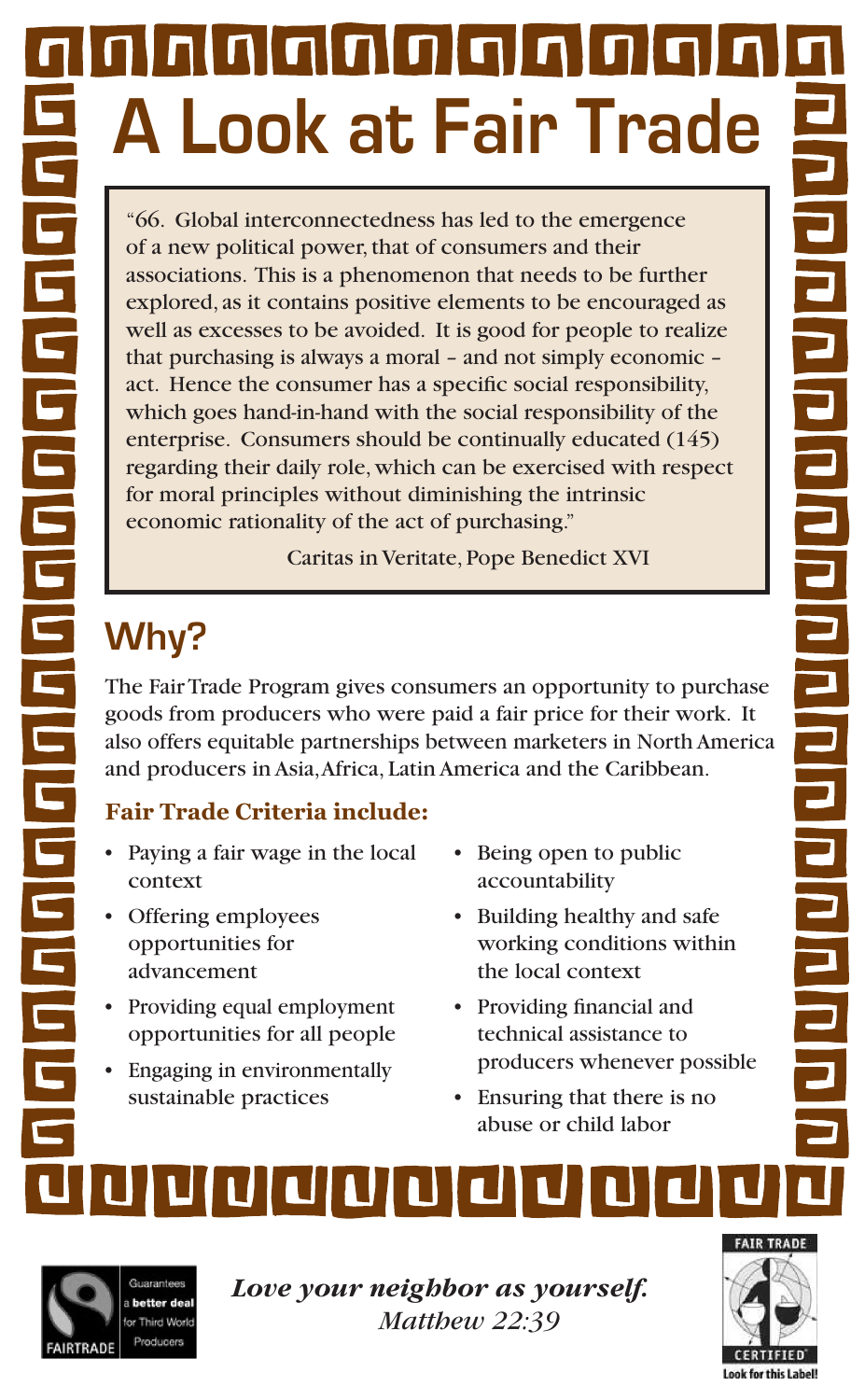# A Look at Fair Trade

> "66. Global interconnectedness has led to the emergence of a new political power, that of consumers and their associations. This is a phenomenon that needs to be further explored, as it contains positive elements to be encouraged as well as excesses to be avoided. It is good for people to realize that purchasing is always a moral – and not simply economic – act. Hence the consumer has a specific social responsibility, which goes hand-in-hand with the social responsibility of the enterprise. Consumers should be continually educated (145) regarding their daily role, which can be exercised with respect for moral principles without diminishing the intrinsic economic rationality of the act of purchasing."
>
> Caritas in Veritate, Pope Benedict XVI

## Why?

The Fair Trade Program gives consumers an opportunity to purchase goods from producers who were paid a fair price for their work. It also offers equitable partnerships between marketers in North America and producers in Asia, Africa, Latin America and the Caribbean.

### Fair Trade Criteria include:

- Paying a fair wage in the local context
- Offering employees opportunities for advancement
- Providing equal employment opportunities for all people
- Engaging in environmentally sustainable practices
- Being open to public accountability
- Building healthy and safe working conditions within the local context
- Providing financial and technical assistance to producers whenever possible
- Ensuring that there is no abuse or child labor

FAIRTRADE Guarantees a **better deal** for Third World Producers

***Love your neighbor as yourself.***
*Matthew 22:39*

FAIR TRADE CERTIFIED Look for this Label!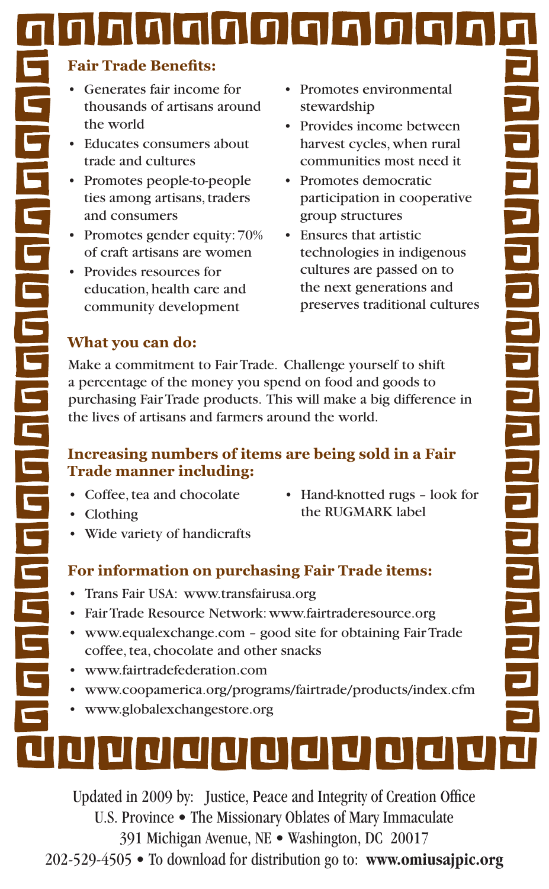## Fair Trade Benefits:

- Generates fair income for thousands of artisans around the world
- Educates consumers about trade and cultures
- Promotes people-to-people ties among artisans, traders and consumers
- Promotes gender equity: 70% of craft artisans are women
- Provides resources for education, health care and community development
- Promotes environmental stewardship
- Provides income between harvest cycles, when rural communities most need it
- Promotes democratic participation in cooperative group structures
- Ensures that artistic technologies in indigenous cultures are passed on to the next generations and preserves traditional cultures

## What you can do:

Make a commitment to Fair Trade. Challenge yourself to shift a percentage of the money you spend on food and goods to purchasing Fair Trade products. This will make a big difference in the lives of artisans and farmers around the world.

## Increasing numbers of items are being sold in a Fair Trade manner including:

- Coffee, tea and chocolate
- Clothing
- Wide variety of handicrafts
- Hand-knotted rugs – look for the RUGMARK label

## For information on purchasing Fair Trade items:

- Trans Fair USA: www.transfairusa.org
- Fair Trade Resource Network: www.fairtraderesource.org
- www.equalexchange.com – good site for obtaining Fair Trade coffee, tea, chocolate and other snacks
- www.fairtradefederation.com
- www.coopamerica.org/programs/fairtrade/products/index.cfm
- www.globalexchangestore.org

Updated in 2009 by: Justice, Peace and Integrity of Creation Office
U.S. Province • The Missionary Oblates of Mary Immaculate
391 Michigan Avenue, NE • Washington, DC 20017
202-529-4505 • To download for distribution go to: **www.omiusajpic.org**